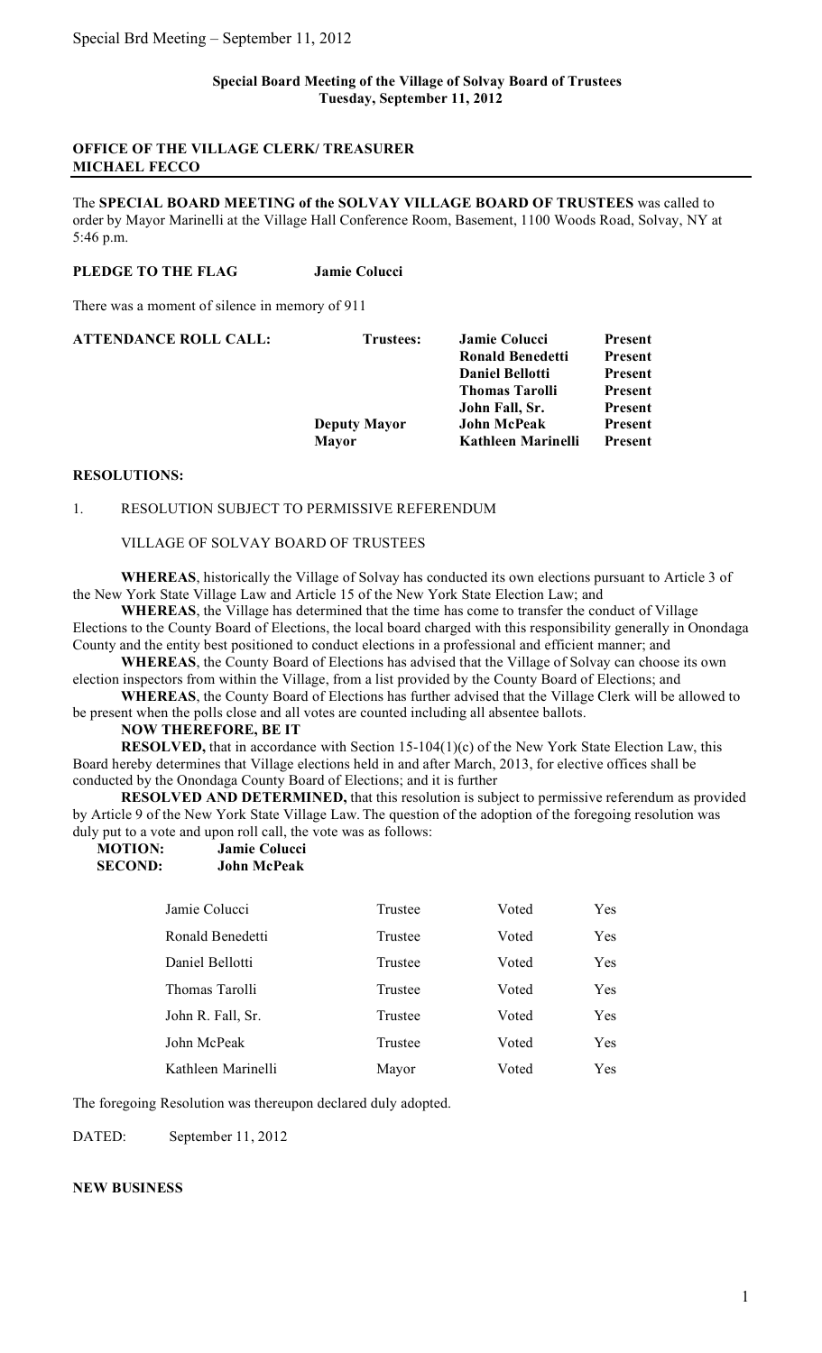**Special Board Meeting of the Village of Solvay Board of Trustees**
**Tuesday, September 11, 2012**

**OFFICE OF THE VILLAGE CLERK/ TREASURER**
**MICHAEL FECCO**

The **SPECIAL BOARD MEETING of the SOLVAY VILLAGE BOARD OF TRUSTEES** was called to order by Mayor Marinelli at the Village Hall Conference Room, Basement, 1100 Woods Road, Solvay, NY at 5:46 p.m.

**PLEDGE TO THE FLAG** **Jamie Colucci**

There was a moment of silence in memory of 911

| **ATTENDANCE ROLL CALL:** | **Trustees:** | **Jamie Colucci** | **Present** |
|---|---|---|---|
| | | **Ronald Benedetti** | **Present** |
| | | **Daniel Bellotti** | **Present** |
| | | **Thomas Tarolli** | **Present** |
| | | **John Fall, Sr.** | **Present** |
| | **Deputy Mayor** | **John McPeak** | **Present** |
| | **Mayor** | **Kathleen Marinelli** | **Present** |

**RESOLUTIONS:**

1. RESOLUTION SUBJECT TO PERMISSIVE REFERENDUM

VILLAGE OF SOLVAY BOARD OF TRUSTEES

**WHEREAS**, historically the Village of Solvay has conducted its own elections pursuant to Article 3 of the New York State Village Law and Article 15 of the New York State Election Law; and

**WHEREAS**, the Village has determined that the time has come to transfer the conduct of Village Elections to the County Board of Elections, the local board charged with this responsibility generally in Onondaga County and the entity best positioned to conduct elections in a professional and efficient manner; and

**WHEREAS**, the County Board of Elections has advised that the Village of Solvay can choose its own election inspectors from within the Village, from a list provided by the County Board of Elections; and

**WHEREAS**, the County Board of Elections has further advised that the Village Clerk will be allowed to be present when the polls close and all votes are counted including all absentee ballots.

**NOW THEREFORE, BE IT**

**RESOLVED,** that in accordance with Section 15-104(1)(c) of the New York State Election Law, this Board hereby determines that Village elections held in and after March, 2013, for elective offices shall be conducted by the Onondaga County Board of Elections; and it is further

**RESOLVED AND DETERMINED,** that this resolution is subject to permissive referendum as provided by Article 9 of the New York State Village Law. The question of the adoption of the foregoing resolution was duly put to a vote and upon roll call, the vote was as follows:

**MOTION:** **Jamie Colucci**
**SECOND:** **John McPeak**

| | | | |
|---|---|---|---|
| Jamie Colucci | Trustee | Voted | Yes |
| Ronald Benedetti | Trustee | Voted | Yes |
| Daniel Bellotti | Trustee | Voted | Yes |
| Thomas Tarolli | Trustee | Voted | Yes |
| John R. Fall, Sr. | Trustee | Voted | Yes |
| John McPeak | Trustee | Voted | Yes |
| Kathleen Marinelli | Mayor | Voted | Yes |

The foregoing Resolution was thereupon declared duly adopted.

DATED: September 11, 2012

**NEW BUSINESS**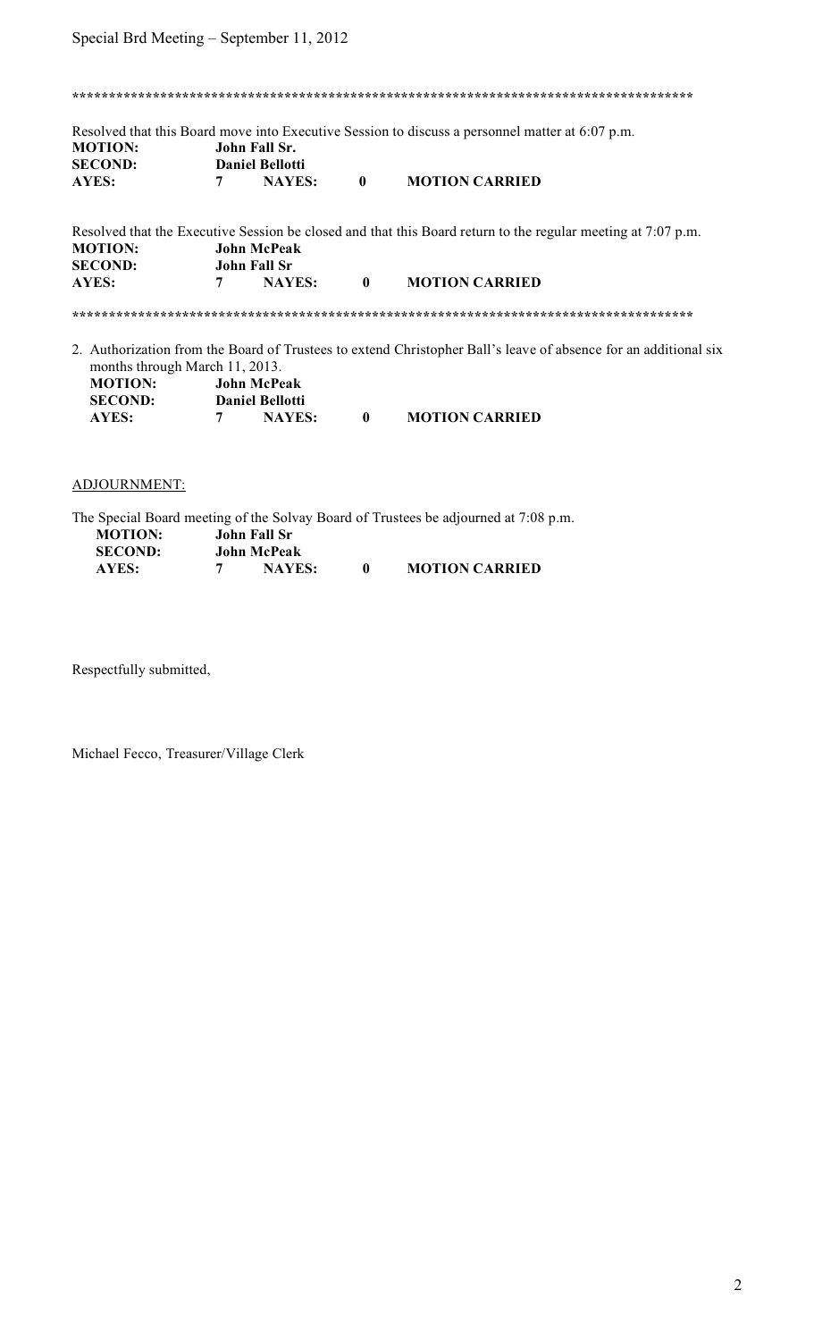**************************************************************************************

Resolved that this Board move into Executive Session to discuss a personnel matter at 6:07 p.m.

| | | | | |
|---|---|---|---|---|
| **MOTION:** | **John Fall Sr.** | | | |
| **SECOND:** | **Daniel Bellotti** | | | |
| **AYES:** | **7** | **NAYES:** | **0** | **MOTION CARRIED** |

Resolved that the Executive Session be closed and that this Board return to the regular meeting at 7:07 p.m.

| | | | | |
|---|---|---|---|---|
| **MOTION:** | **John McPeak** | | | |
| **SECOND:** | **John Fall Sr** | | | |
| **AYES:** | **7** | **NAYES:** | **0** | **MOTION CARRIED** |

**************************************************************************************

2. Authorization from the Board of Trustees to extend Christopher Ball's leave of absence for an additional six months through March 11, 2013.

| | | | | |
|---|---|---|---|---|
| **MOTION:** | **John McPeak** | | | |
| **SECOND:** | **Daniel Bellotti** | | | |
| **AYES:** | **7** | **NAYES:** | **0** | **MOTION CARRIED** |

ADJOURNMENT:

The Special Board meeting of the Solvay Board of Trustees be adjourned at 7:08 p.m.

| | | | | |
|---|---|---|---|---|
| **MOTION:** | **John Fall Sr** | | | |
| **SECOND:** | **John McPeak** | | | |
| **AYES:** | **7** | **NAYES:** | **0** | **MOTION CARRIED** |

Respectfully submitted,

Michael Fecco, Treasurer/Village Clerk